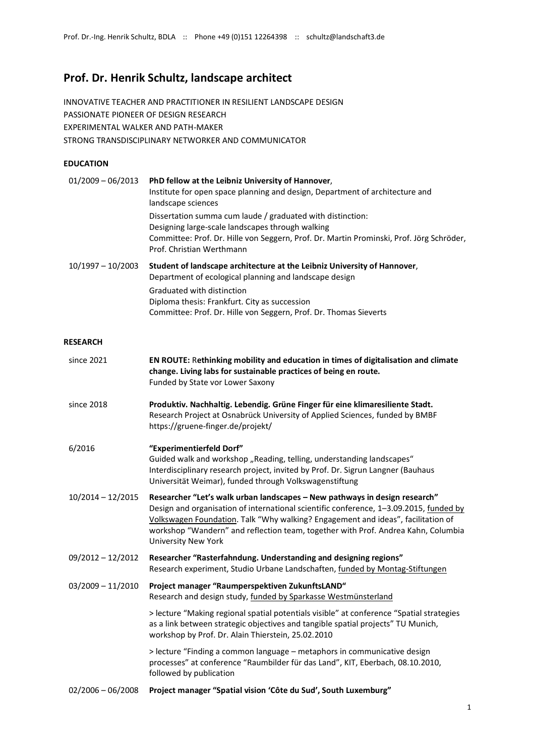# Prof. Dr. Henrik Schultz, landscape architect

INNOVATIVE TEACHER AND PRACTITIONER IN RESILIENT LANDSCAPE DESIGN
PASSIONATE PIONEER OF DESIGN RESEARCH
EXPERIMENTAL WALKER AND PATH-MAKER
STRONG TRANSDISCIPLINARY NETWORKER AND COMMUNICATOR

## EDUCATION

01/2009 – 06/2013 **PhD fellow at the Leibniz University of Hannover**,
Institute for open space planning and design, Department of architecture and landscape sciences

Dissertation summa cum laude / graduated with distinction:
Designing large-scale landscapes through walking
Committee: Prof. Dr. Hille von Seggern, Prof. Dr. Martin Prominski, Prof. Jörg Schröder, Prof. Christian Werthmann

10/1997 – 10/2003 **Student of landscape architecture at the Leibniz University of Hannover**,
Department of ecological planning and landscape design

Graduated with distinction
Diploma thesis: Frankfurt. City as succession
Committee: Prof. Dr. Hille von Seggern, Prof. Dr. Thomas Sieverts

## RESEARCH

since 2021 **EN ROUTE: Rethinking mobility and education in times of digitalisation and climate change. Living labs for sustainable practices of being en route.**
Funded by State vor Lower Saxony

since 2018 **Produktiv. Nachhaltig. Lebendig. Grüne Finger für eine klimaresiliente Stadt.**
Research Project at Osnabrück University of Applied Sciences, funded by BMBF
https://gruene-finger.de/projekt/

6/2016 **"Experimentierfeld Dorf"**
Guided walk and workshop „Reading, telling, understanding landscapes"
Interdisciplinary research project, invited by Prof. Dr. Sigrun Langner (Bauhaus Universität Weimar), funded through Volkswagenstiftung

10/2014 – 12/2015 **Researcher "Let's walk urban landscapes – New pathways in design research"**
Design and organisation of international scientific conference, 1–3.09.2015, funded by Volkswagen Foundation. Talk "Why walking? Engagement and ideas", facilitation of workshop "Wandern" and reflection team, together with Prof. Andrea Kahn, Columbia University New York

09/2012 – 12/2012 **Researcher "Rasterfahndung. Understanding and designing regions"**
Research experiment, Studio Urbane Landschaften, funded by Montag-Stiftungen

03/2009 – 11/2010 **Project manager "Raumperspektiven ZukunftsLAND"**
Research and design study, funded by Sparkasse Westmünsterland

> lecture "Making regional spatial potentials visible" at conference "Spatial strategies as a link between strategic objectives and tangible spatial projects" TU Munich, workshop by Prof. Dr. Alain Thierstein, 25.02.2010

> lecture "Finding a common language – metaphors in communicative design processes" at conference "Raumbilder für das Land", KIT, Eberbach, 08.10.2010, followed by publication

02/2006 – 06/2008 **Project manager "Spatial vision 'Côte du Sud', South Luxemburg"**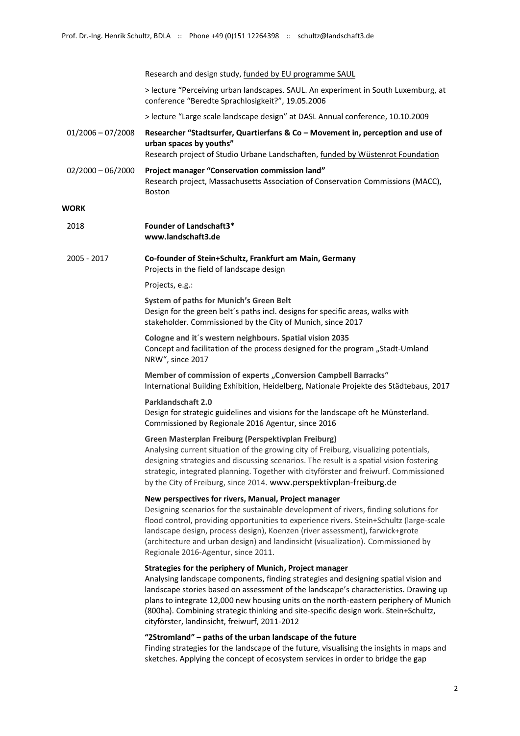Research and design study, funded by EU programme SAUL

> lecture "Perceiving urban landscapes. SAUL. An experiment in South Luxemburg, at conference "Beredte Sprachlosigkeit?", 19.05.2006

> lecture "Large scale landscape design" at DASL Annual conference, 10.10.2009

01/2006 – 07/2008 **Researcher "Stadtsurfer, Quartierfans & Co – Movement in, perception and use of urban spaces by youths"**
Research project of Studio Urbane Landschaften, funded by Wüstenrot Foundation

02/2000 – 06/2000 **Project manager "Conservation commission land"**
Research project, Massachusetts Association of Conservation Commissions (MACC), Boston

## WORK

2018 **Founder of Landschaft3***
**www.landschaft3.de**

2005 - 2017 **Co-founder of Stein+Schultz, Frankfurt am Main, Germany**
Projects in the field of landscape design

Projects, e.g.:

**System of paths for Munich's Green Belt**
Design for the green belt´s paths incl. designs for specific areas, walks with stakeholder. Commissioned by the City of Munich, since 2017

**Cologne and it´s western neighbours. Spatial vision 2035**
Concept and facilitation of the process designed for the program „Stadt-Umland NRW", since 2017

**Member of commission of experts „Conversion Campbell Barracks"**
International Building Exhibition, Heidelberg, Nationale Projekte des Städtebaus, 2017

**Parklandschaft 2.0**
Design for strategic guidelines and visions for the landscape oft he Münsterland. Commissioned by Regionale 2016 Agentur, since 2016

**Green Masterplan Freiburg (Perspektivplan Freiburg)**
Analysing current situation of the growing city of Freiburg, visualizing potentials, designing strategies and discussing scenarios. The result is a spatial vision fostering strategic, integrated planning. Together with cityförster and freiwurf. Commissioned by the City of Freiburg, since 2014. www.perspektivplan-freiburg.de

**New perspectives for rivers, Manual, Project manager**
Designing scenarios for the sustainable development of rivers, finding solutions for flood control, providing opportunities to experience rivers. Stein+Schultz (large-scale landscape design, process design), Koenzen (river assessment), farwick+grote (architecture and urban design) and landinsicht (visualization). Commissioned by Regionale 2016-Agentur, since 2011.

**Strategies for the periphery of Munich, Project manager**
Analysing landscape components, finding strategies and designing spatial vision and landscape stories based on assessment of the landscape's characteristics. Drawing up plans to integrate 12,000 new housing units on the north-eastern periphery of Munich (800ha). Combining strategic thinking and site-specific design work. Stein+Schultz, cityförster, landinsicht, freiwurf, 2011-2012

**"2Stromland" – paths of the urban landscape of the future**
Finding strategies for the landscape of the future, visualising the insights in maps and sketches. Applying the concept of ecosystem services in order to bridge the gap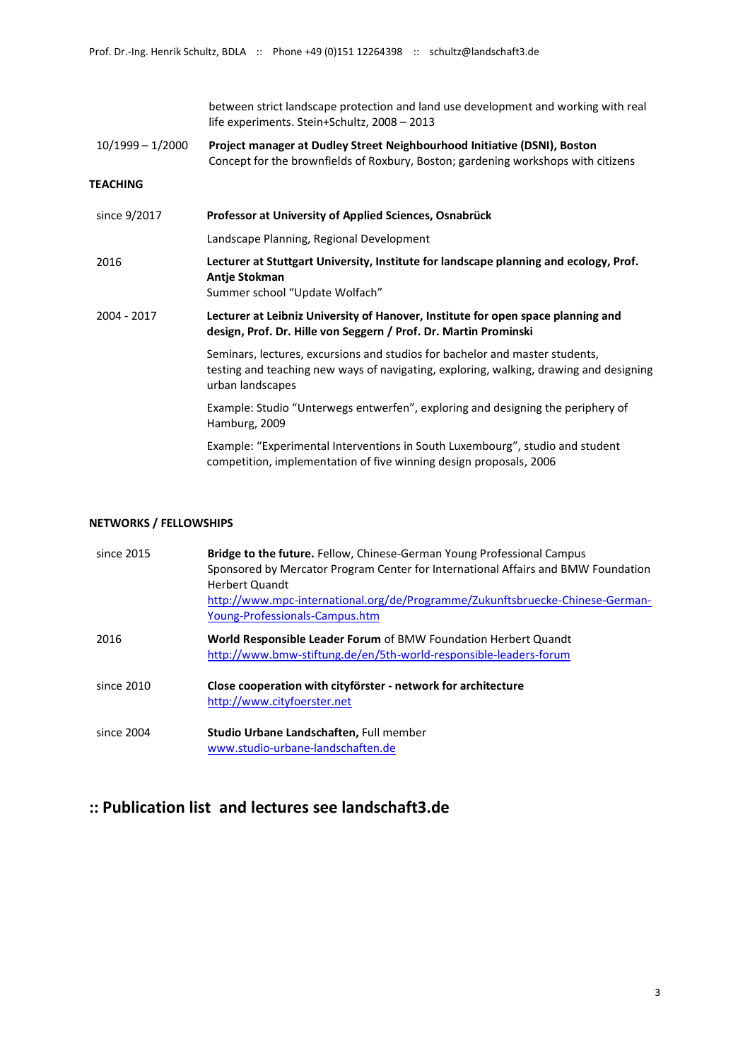| | |
|---|---|
| | between strict landscape protection and land use development and working with real life experiments. Stein+Schultz, 2008 – 2013 |
| 10/1999 – 1/2000 | **Project manager at Dudley Street Neighbourhood Initiative (DSNI), Boston**<br>Concept for the brownfields of Roxbury, Boston; gardening workshops with citizens |

**TEACHING**

| | |
|---|---|
| since 9/2017 | **Professor at University of Applied Sciences, Osnabrück** |
| | Landscape Planning, Regional Development |
| 2016 | **Lecturer at Stuttgart University, Institute for landscape planning and ecology, Prof. Antje Stokman**<br>Summer school "Update Wolfach" |
| 2004 - 2017 | **Lecturer at Leibniz University of Hanover, Institute for open space planning and design, Prof. Dr. Hille von Seggern / Prof. Dr. Martin Prominski** |
| | Seminars, lectures, excursions and studios for bachelor and master students, testing and teaching new ways of navigating, exploring, walking, drawing and designing urban landscapes |
| | Example: Studio "Unterwegs entwerfen", exploring and designing the periphery of Hamburg, 2009 |
| | Example: "Experimental Interventions in South Luxembourg", studio and student competition, implementation of five winning design proposals, 2006 |

**NETWORKS / FELLOWSHIPS**

| | |
|---|---|
| since 2015 | **Bridge to the future.** Fellow, Chinese-German Young Professional Campus<br>Sponsored by Mercator Program Center for International Affairs and BMW Foundation Herbert Quandt<br>http://www.mpc-international.org/de/Programme/Zukunftsbruecke-Chinese-German-Young-Professionals-Campus.htm |
| 2016 | **World Responsible Leader Forum** of BMW Foundation Herbert Quandt<br>http://www.bmw-stiftung.de/en/5th-world-responsible-leaders-forum |
| since 2010 | **Close cooperation with cityförster - network for architecture**<br>http://www.cityfoerster.net |
| since 2004 | **Studio Urbane Landschaften,** Full member<br>www.studio-urbane-landschaften.de |

## :: Publication list and lectures see landschaft3.de